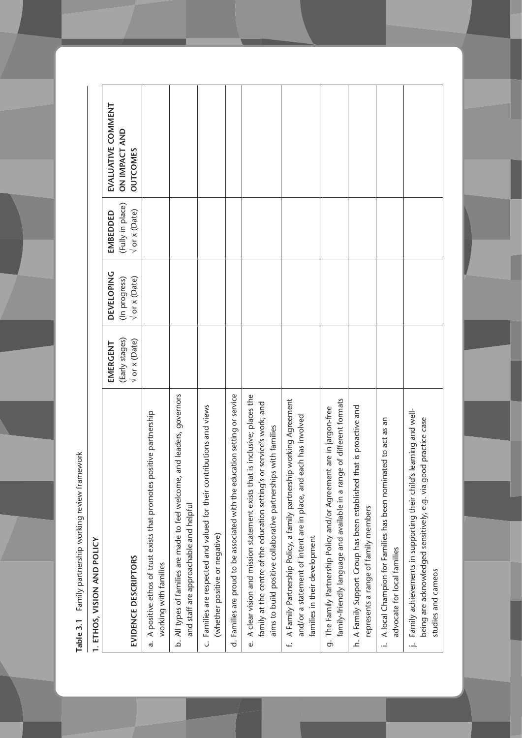**Table 3.1** Family partnership working review framework

## 1. ETHOS, VISION AND POLICY

| EVIDENCE DESCRIPTORS | EMERGENT (Early stages) √ or x (Date) | DEVELOPING (In progress) √ or x (Date) | EMBEDDED (Fully in place) √ or x (Date) | EVALUATIVE COMMENT ON IMPACT AND OUTCOMES |
|---|---|---|---|---|
| a. A positive ethos of trust exists that promotes positive partnership working with families | | | | |
| b. All types of families are made to feel welcome, and leaders, governors and staff are approachable and helpful | | | | |
| c. Families are respected and valued for their contributions and views (whether positive or negative) | | | | |
| d. Families are proud to be associated with the education setting or service | | | | |
| e. A clear vision and mission statement exists that is inclusive; places the family at the centre of the education setting's or service's work; and aims to build positive collaborative partnerships with families | | | | |
| f. A Family Partnership Policy, a family partnership working Agreement and/or a statement of intent are in place, and each has involved families in their development | | | | |
| g. The Family Partnership Policy and/or Agreement are in jargon-free family-friendly language and available in a range of different formats | | | | |
| h. A Family Support Group has been established that is proactive and represents a range of family members | | | | |
| i. A local Champion for Families has been nominated to act as an advocate for local families | | | | |
| j. Family achievements in supporting their child's learning and well-being are acknowledged sensitively, e.g. via good practice case studies and cameos | | | | |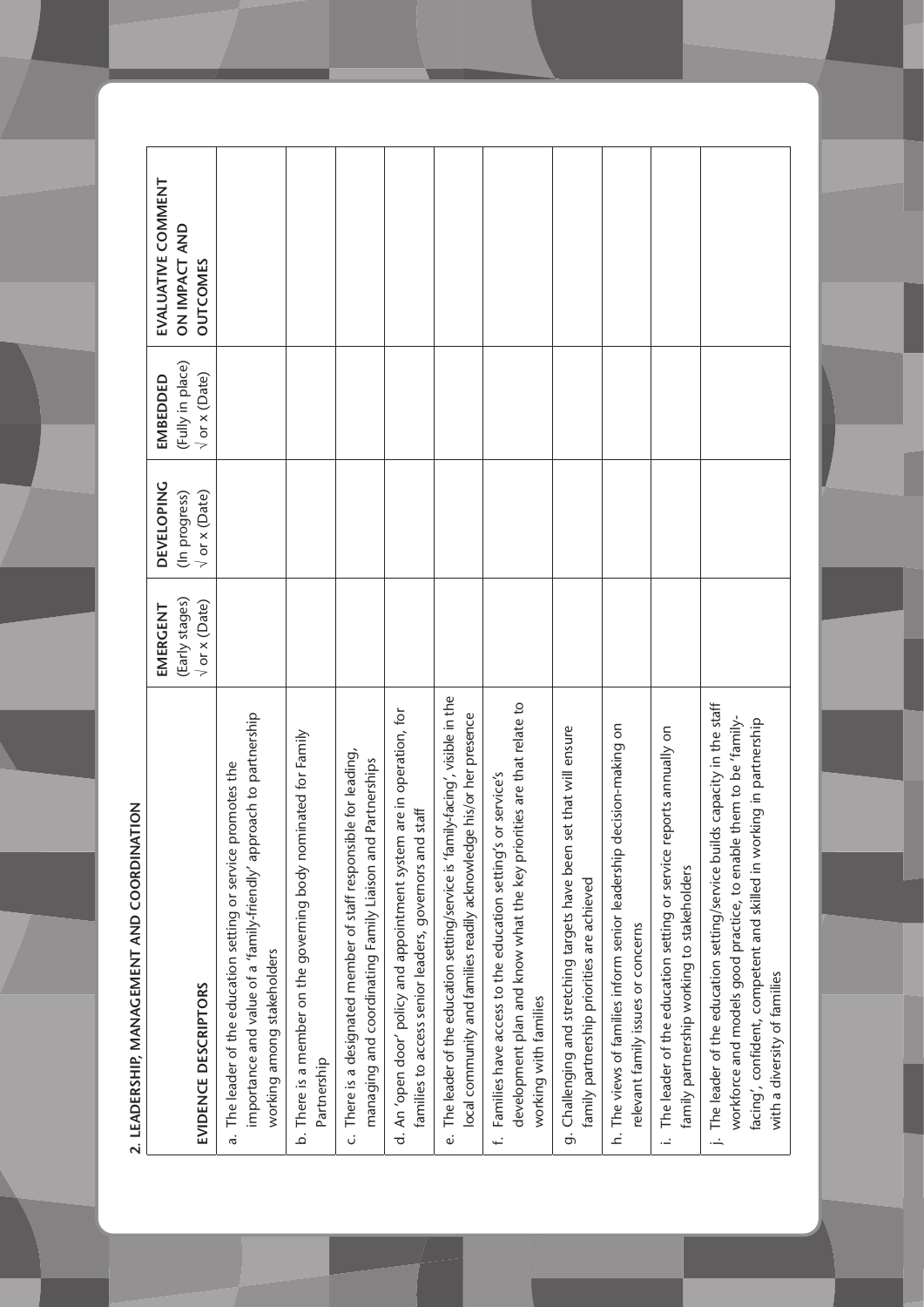## 2. LEADERSHIP, MANAGEMENT AND COORDINATION

| EVIDENCE DESCRIPTORS | EMERGENT (Early stages) √ or x (Date) | DEVELOPING (In progress) √ or x (Date) | EMBEDDED (Fully in place) √ or x (Date) | EVALUATIVE COMMENT ON IMPACT AND OUTCOMES |
|---|---|---|---|---|
| a. The leader of the education setting or service promotes the importance and value of a 'family-friendly' approach to partnership working among stakeholders | | | | |
| b. There is a member on the governing body nominated for Family Partnership | | | | |
| c. There is a designated member of staff responsible for leading, managing and coordinating Family Liaison and Partnerships | | | | |
| d. An 'open door' policy and appointment system are in operation, for families to access senior leaders, governors and staff | | | | |
| e. The leader of the education setting/service is 'family-facing', visible in the local community and families readily acknowledge his/or her presence | | | | |
| f. Families have access to the education setting's or service's development plan and know what the key priorities are that relate to working with families | | | | |
| g. Challenging and stretching targets have been set that will ensure family partnership priorities are achieved | | | | |
| h. The views of families inform senior leadership decision-making on relevant family issues or concerns | | | | |
| i. The leader of the education setting or service reports annually on family partnership working to stakeholders | | | | |
| j. The leader of the education setting/service builds capacity in the staff workforce and models good practice, to enable them to be 'family-facing', confident, competent and skilled in working in partnership with a diversity of families | | | | |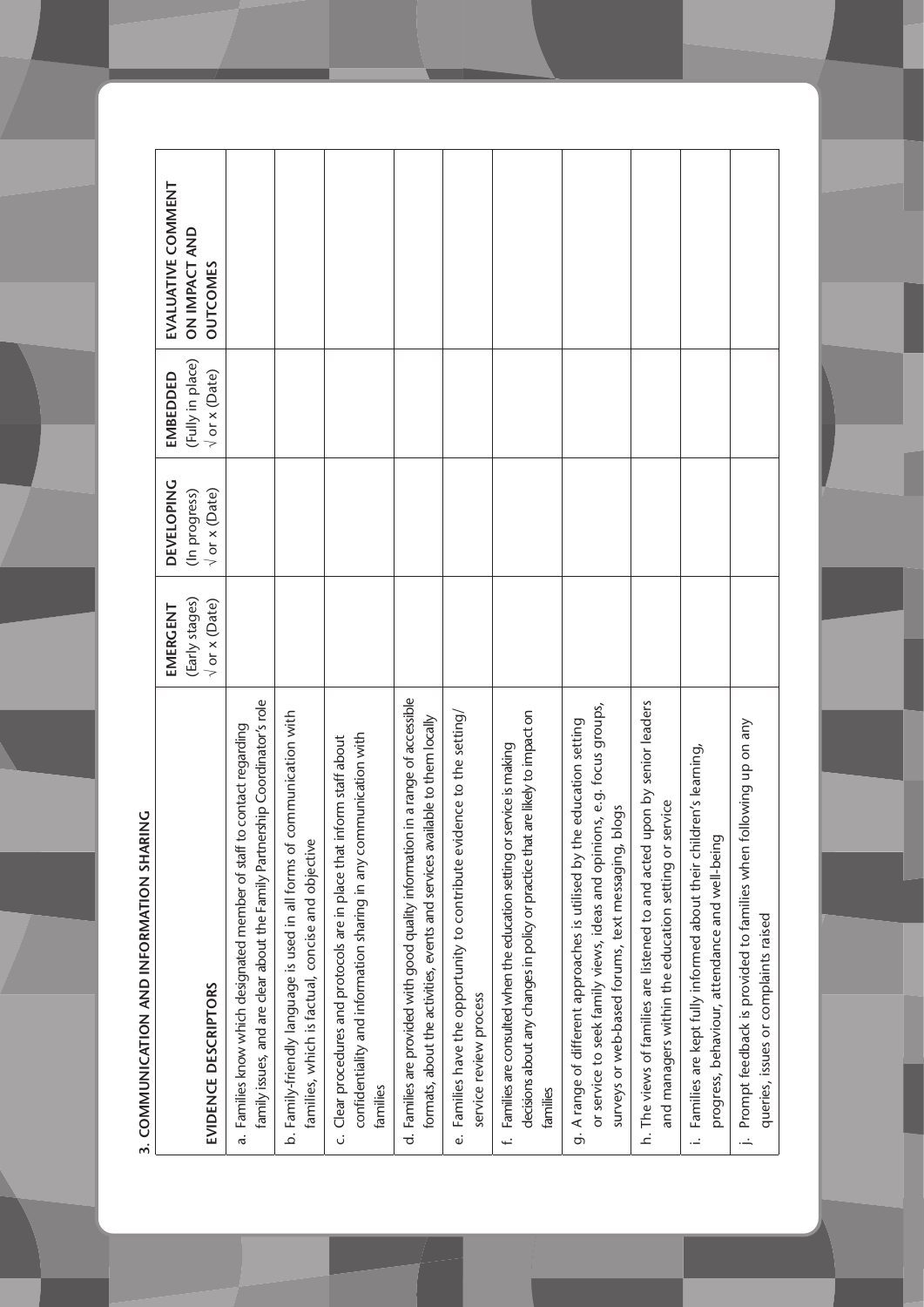## 3. COMMUNICATION AND INFORMATION SHARING

| EVIDENCE DESCRIPTORS | EMERGENT (Early stages) √ or x (Date) | DEVELOPING (In progress) √ or x (Date) | EMBEDDED (Fully in place) √ or x (Date) | EVALUATIVE COMMENT ON IMPACT AND OUTCOMES |
|---|---|---|---|---|
| a. Families know which designated member of staff to contact regarding family issues, and are clear about the Family Partnership Coordinator's role | | | | |
| b. Family-friendly language is used in all forms of communication with families, which is factual, concise and objective | | | | |
| c. Clear procedures and protocols are in place that inform staff about confidentiality and information sharing in any communication with families | | | | |
| d. Families are provided with good quality information in a range of accessible formats, about the activities, events and services available to them locally | | | | |
| e. Families have the opportunity to contribute evidence to the setting/ service review process | | | | |
| f. Families are consulted when the education setting or service is making decisions about any changes in policy or practice that are likely to impact on families | | | | |
| g. A range of different approaches is utilised by the education setting or service to seek family views, ideas and opinions, e.g. focus groups, surveys or web-based forums, text messaging, blogs | | | | |
| h. The views of families are listened to and acted upon by senior leaders and managers within the education setting or service | | | | |
| i. Families are kept fully informed about their children's learning, progress, behaviour, attendance and well-being | | | | |
| j. Prompt feedback is provided to families when following up on any queries, issues or complaints raised | | | | |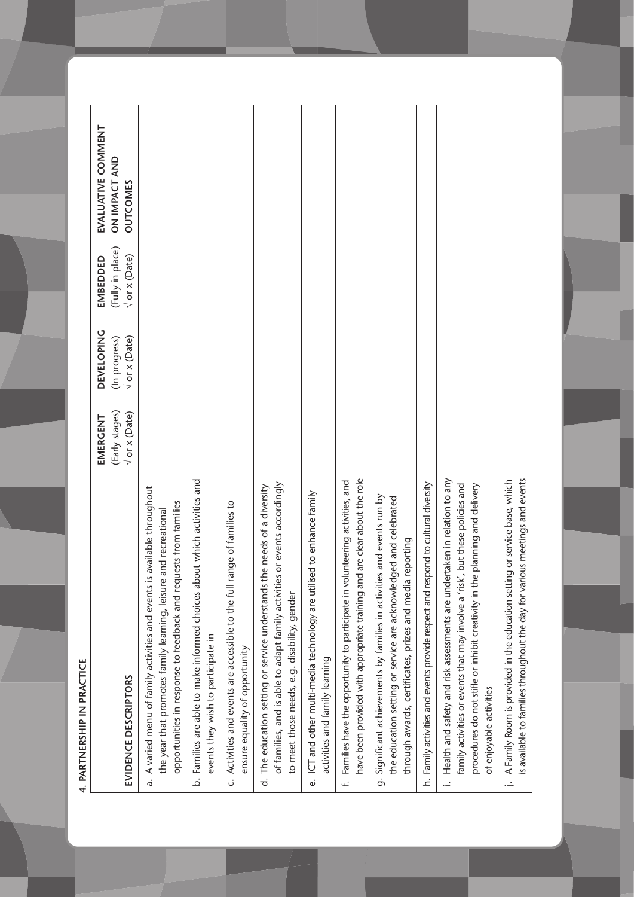## 4. PARTNERSHIP IN PRACTICE

| EVIDENCE DESCRIPTORS | EMERGENT (Early stages) √ or x (Date) | DEVELOPING (In progress) √ or x (Date) | EMBEDDED (Fully in place) √ or x (Date) | EVALUATIVE COMMENT ON IMPACT AND OUTCOMES |
|---|---|---|---|---|
| a. A varied menu of family activities and events is available throughout the year that promotes family learning, leisure and recreational opportunities in response to feedback and requests from families | | | | |
| b. Families are able to make informed choices about which activities and events they wish to participate in | | | | |
| c. Activities and events are accessible to the full range of families to ensure equality of opportunity | | | | |
| d. The education setting or service understands the needs of a diversity of families, and is able to adapt family activities or events accordingly to meet those needs, e.g. disability, gender | | | | |
| e. ICT and other multi-media technology are utilised to enhance family activities and family learning | | | | |
| f. Families have the opportunity to participate in volunteering activities, and have been provided with appropriate training and are clear about the role | | | | |
| g. Significant achievements by families in activities and events run by the education setting or service are acknowledged and celebrated through awards, certificates, prizes and media reporting | | | | |
| h. Family activities and events provide respect and respond to cultural diversity | | | | |
| i. Health and safety and risk assessments are undertaken in relation to any family activities or events that may involve a 'risk', but these policies and procedures do not stifle or inhibit creativity in the planning and delivery of enjoyable activities | | | | |
| j. A Family Room is provided in the education setting or service base, which is available to families throughout the day for various meetings and events | | | | |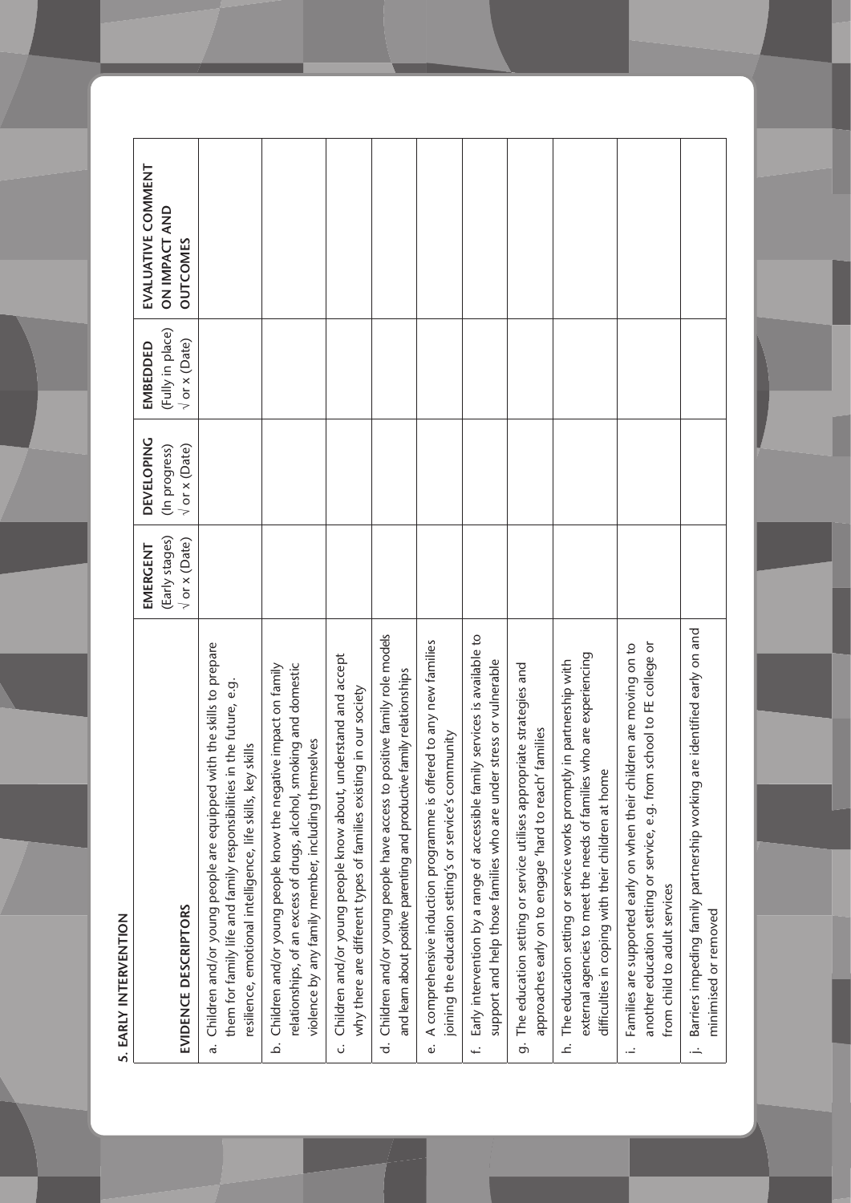## 5. EARLY INTERVENTION

| EVIDENCE DESCRIPTORS | EMERGENT (Early stages) √ or x (Date) | DEVELOPING (In progress) √ or x (Date) | EMBEDDED (Fully in place) √ or x (Date) | EVALUATIVE COMMENT ON IMPACT AND OUTCOMES |
|---|---|---|---|---|
| a. Children and/or young people are equipped with the skills to prepare them for family life and family responsibilities in the future, e.g. resilience, emotional intelligence, life skills, key skills | | | | |
| b. Children and/or young people know the negative impact on family relationships, of an excess of drugs, alcohol, smoking and domestic violence by any family member, including themselves | | | | |
| c. Children and/or young people know about, understand and accept why there are different types of families existing in our society | | | | |
| d. Children and/or young people have access to positive family role models and learn about positive parenting and productive family relationships | | | | |
| e. A comprehensive induction programme is offered to any new families joining the education setting's or service's community | | | | |
| f. Early intervention by a range of accessible family services is available to support and help those families who are under stress or vulnerable | | | | |
| g. The education setting or service utilises appropriate strategies and approaches early on to engage 'hard to reach' families | | | | |
| h. The education setting or service works promptly in partnership with external agencies to meet the needs of families who are experiencing difficulties in coping with their children at home | | | | |
| i. Families are supported early on when their children are moving on to another education setting or service, e.g. from school to FE college or from child to adult services | | | | |
| j. Barriers impeding family partnership working are identified early on and minimised or removed | | | | |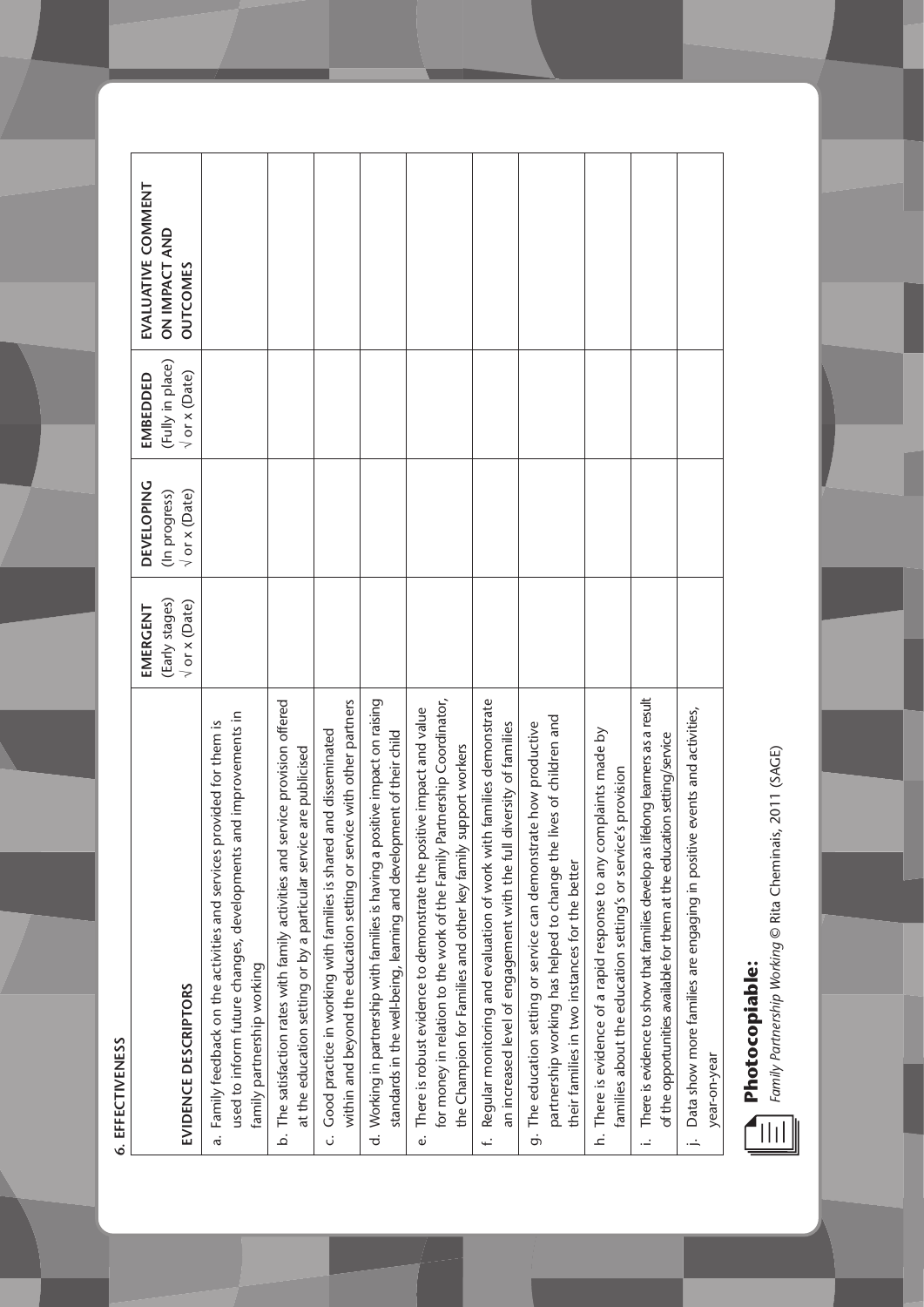## 6. EFFECTIVENESS

| EVIDENCE DESCRIPTORS | EMERGENT (Early stages) √ or x (Date) | DEVELOPING (In progress) √ or x (Date) | EMBEDDED (Fully in place) √ or x (Date) | EVALUATIVE COMMENT ON IMPACT AND OUTCOMES |
|---|---|---|---|---|
| a. Family feedback on the activities and services provided for them is used to inform future changes, developments and improvements in family partnership working | | | | |
| b. The satisfaction rates with family activities and service provision offered at the education setting or by a particular service are publicised | | | | |
| c. Good practice in working with families is shared and disseminated within and beyond the education setting or service with other partners | | | | |
| d. Working in partnership with families is having a positive impact on raising standards in the well-being, learning and development of their child | | | | |
| e. There is robust evidence to demonstrate the positive impact and value for money in relation to the work of the Family Partnership Coordinator, the Champion for Families and other key family support workers | | | | |
| f. Regular monitoring and evaluation of work with families demonstrate an increased level of engagement with the full diversity of families | | | | |
| g. The education setting or service can demonstrate how productive partnership working has helped to change the lives of children and their families in two instances for the better | | | | |
| h. There is evidence of a rapid response to any complaints made by families about the education setting's or service's provision | | | | |
| i. There is evidence to show that families develop as lifelong learners as a result of the opportunities available for them at the education setting/service | | | | |
| j. Data show more families are engaging in positive events and activities, year-on-year | | | | |

**Photocopiable:**
*Family Partnership Working* © Rita Cheminais, 2011 (SAGE)